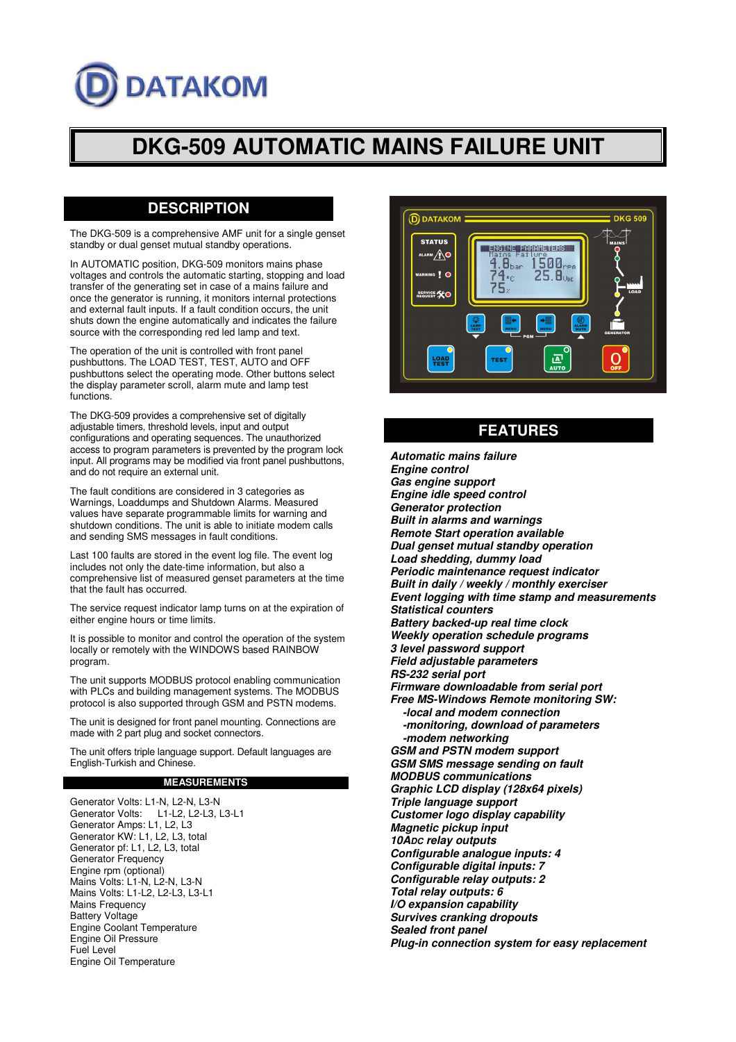DATAKOM

# DKG-509 AUTOMATIC MAINS FAILURE UNIT

## DESCRIPTION

The DKG-509 is a comprehensive AMF unit for a single genset standby or dual genset mutual standby operations.

In AUTOMATIC position, DKG-509 monitors mains phase voltages and controls the automatic starting, stopping and load transfer of the generating set in case of a mains failure and once the generator is running, it monitors internal protections and external fault inputs. If a fault condition occurs, the unit shuts down the engine automatically and indicates the failure source with the corresponding red led lamp and text.

The operation of the unit is controlled with front panel pushbuttons. The LOAD TEST, TEST, AUTO and OFF pushbuttons select the operating mode. Other buttons select the display parameter scroll, alarm mute and lamp test functions.

The DKG-509 provides a comprehensive set of digitally adjustable timers, threshold levels, input and output configurations and operating sequences. The unauthorized access to program parameters is prevented by the program lock input. All programs may be modified via front panel pushbuttons, and do not require an external unit.

The fault conditions are considered in 3 categories as Warnings, Loaddumps and Shutdown Alarms. Measured values have separate programmable limits for warning and shutdown conditions. The unit is able to initiate modem calls and sending SMS messages in fault conditions.

Last 100 faults are stored in the event log file. The event log includes not only the date-time information, but also a comprehensive list of measured genset parameters at the time that the fault has occurred.

The service request indicator lamp turns on at the expiration of either engine hours or time limits.

It is possible to monitor and control the operation of the system locally or remotely with the WINDOWS based RAINBOW program.

The unit supports MODBUS protocol enabling communication with PLCs and building management systems. The MODBUS protocol is also supported through GSM and PSTN modems.

The unit is designed for front panel mounting. Connections are made with 2 part plug and socket connectors.

The unit offers triple language support. Default languages are English-Turkish and Chinese.

### MEASUREMENTS

Generator Volts: L1-N, L2-N, L3-N
Generator Volts: L1-L2, L2-L3, L3-L1
Generator Amps: L1, L2, L3
Generator KW: L1, L2, L3, total
Generator pf: L1, L2, L3, total
Generator Frequency
Engine rpm (optional)
Mains Volts: L1-N, L2-N, L3-N
Mains Volts: L1-L2, L2-L3, L3-L1
Mains Frequency
Battery Voltage
Engine Coolant Temperature
Engine Oil Pressure
Fuel Level
Engine Oil Temperature

## FEATURES

***Automatic mains failure***
***Engine control***
***Gas engine support***
***Engine idle speed control***
***Generator protection***
***Built in alarms and warnings***
***Remote Start operation available***
***Dual genset mutual standby operation***
***Load shedding, dummy load***
***Periodic maintenance request indicator***
***Built in daily / weekly / monthly exerciser***
***Event logging with time stamp and measurements***
***Statistical counters***
***Battery backed-up real time clock***
***Weekly operation schedule programs***
***3 level password support***
***Field adjustable parameters***
***RS-232 serial port***
***Firmware downloadable from serial port***
***Free MS-Windows Remote monitoring SW:***
- ***-local and modem connection***
- ***-monitoring, download of parameters***
- ***-modem networking***

***GSM and PSTN modem support***
***GSM SMS message sending on fault***
***MODBUS communications***
***Graphic LCD display (128x64 pixels)***
***Triple language support***
***Customer logo display capability***
***Magnetic pickup input***
***10ADC relay outputs***
***Configurable analogue inputs: 4***
***Configurable digital inputs: 7***
***Configurable relay outputs: 2***
***Total relay outputs: 6***
***I/O expansion capability***
***Survives cranking dropouts***
***Sealed front panel***
***Plug-in connection system for easy replacement***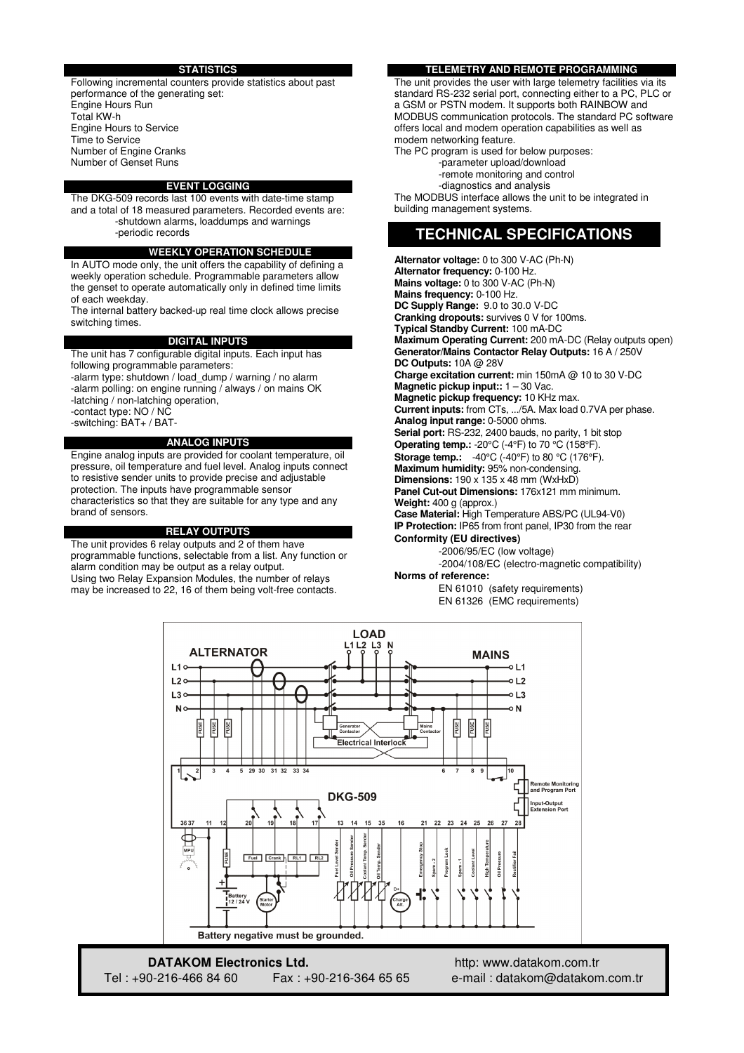## STATISTICS

Following incremental counters provide statistics about past performance of the generating set:
Engine Hours Run
Total KW-h
Engine Hours to Service
Time to Service
Number of Engine Cranks
Number of Genset Runs

## EVENT LOGGING

The DKG-509 records last 100 events with date-time stamp and a total of 18 measured parameters. Recorded events are:
-shutdown alarms, loaddumps and warnings
-periodic records

## WEEKLY OPERATION SCHEDULE

In AUTO mode only, the unit offers the capability of defining a weekly operation schedule. Programmable parameters allow the genset to operate automatically only in defined time limits of each weekday.
The internal battery backed-up real time clock allows precise switching times.

## DIGITAL INPUTS

The unit has 7 configurable digital inputs. Each input has following programmable parameters:
-alarm type: shutdown / load_dump / warning / no alarm
-alarm polling: on engine running / always / on mains OK
-latching / non-latching operation,
-contact type: NO / NC
-switching: BAT+ / BAT-

## ANALOG INPUTS

Engine analog inputs are provided for coolant temperature, oil pressure, oil temperature and fuel level. Analog inputs connect to resistive sender units to provide precise and adjustable protection. The inputs have programmable sensor characteristics so that they are suitable for any type and any brand of sensors.

## RELAY OUTPUTS

The unit provides 6 relay outputs and 2 of them have programmable functions, selectable from a list. Any function or alarm condition may be output as a relay output.
Using two Relay Expansion Modules, the number of relays may be increased to 22, 16 of them being volt-free contacts.

## TELEMETRY AND REMOTE PROGRAMMING

The unit provides the user with large telemetry facilities via its standard RS-232 serial port, connecting either to a PC, PLC or a GSM or PSTN modem. It supports both RAINBOW and MODBUS communication protocols. The standard PC software offers local and modem operation capabilities as well as modem networking feature.
The PC program is used for below purposes:
-parameter upload/download
-remote monitoring and control
-diagnostics and analysis
The MODBUS interface allows the unit to be integrated in building management systems.

# TECHNICAL SPECIFICATIONS

**Alternator voltage:** 0 to 300 V-AC (Ph-N)
**Alternator frequency:** 0-100 Hz.
**Mains voltage:** 0 to 300 V-AC (Ph-N)
**Mains frequency:** 0-100 Hz.
**DC Supply Range:** 9.0 to 30.0 V-DC
**Cranking dropouts:** survives 0 V for 100ms.
**Typical Standby Current:** 100 mA-DC
**Maximum Operating Current:** 200 mA-DC (Relay outputs open)
**Generator/Mains Contactor Relay Outputs:** 16 A / 250V
**DC Outputs:** 10A @ 28V
**Charge excitation current:** min 150mA @ 10 to 30 V-DC
**Magnetic pickup input::** 1 – 30 Vac.
**Magnetic pickup frequency:** 10 KHz max.
**Current inputs:** from CTs, .../5A. Max load 0.7VA per phase.
**Analog input range:** 0-5000 ohms.
**Serial port:** RS-232, 2400 bauds, no parity, 1 bit stop
**Operating temp.:** -20°C (-4°F) to 70 °C (158°F).
**Storage temp.:** -40°C (-40°F) to 80 °C (176°F).
**Maximum humidity:** 95% non-condensing.
**Dimensions:** 190 x 135 x 48 mm (WxHxD)
**Panel Cut-out Dimensions:** 176x121 mm minimum.
**Weight:** 400 g (approx.)
**Case Material:** High Temperature ABS/PC (UL94-V0)
**IP Protection:** IP65 from front panel, IP30 from the rear
**Conformity (EU directives)**
-2006/95/EC (low voltage)
-2004/108/EC (electro-magnetic compatibility)
**Norms of reference:**
EN 61010 (safety requirements)
EN 61326 (EMC requirements)

LOAD
L1 L2 L3 N
ALTERNATOR
MAINS
L1 L2 L3 N
FUSE
Generator Contactor
Mains Contactor
Electrical Interlock
1 2 3 4 5 29 30 31 32 33 34 6 7 8 9 10
DKG-509
Remote Monitoring and Program Port
Input-Output Extension Port
36 37 11 12 20 19 18 17 13 14 15 35 16 21 22 23 24 25 26 27 28
MPU
Fuel Crank RL1 RL2
Fuel Level Sender
Oil Pressure Sender
Coolant Temp. Sender
Oil Temp. Sender
Emergency Stop
Spare - 2
Program Lock
Spare - 1
Coolant Level
High Temperature
Oil Pressure
Rectifier Fail
Battery 12 / 24 V
Starter Motor
Charge Alt.
D+
Battery negative must be grounded.

**DATAKOM Electronics Ltd.**
Tel : +90-216-466 84 60 Fax : +90-216-364 65 65
http: www.datakom.com.tr
e-mail : datakom@datakom.com.tr